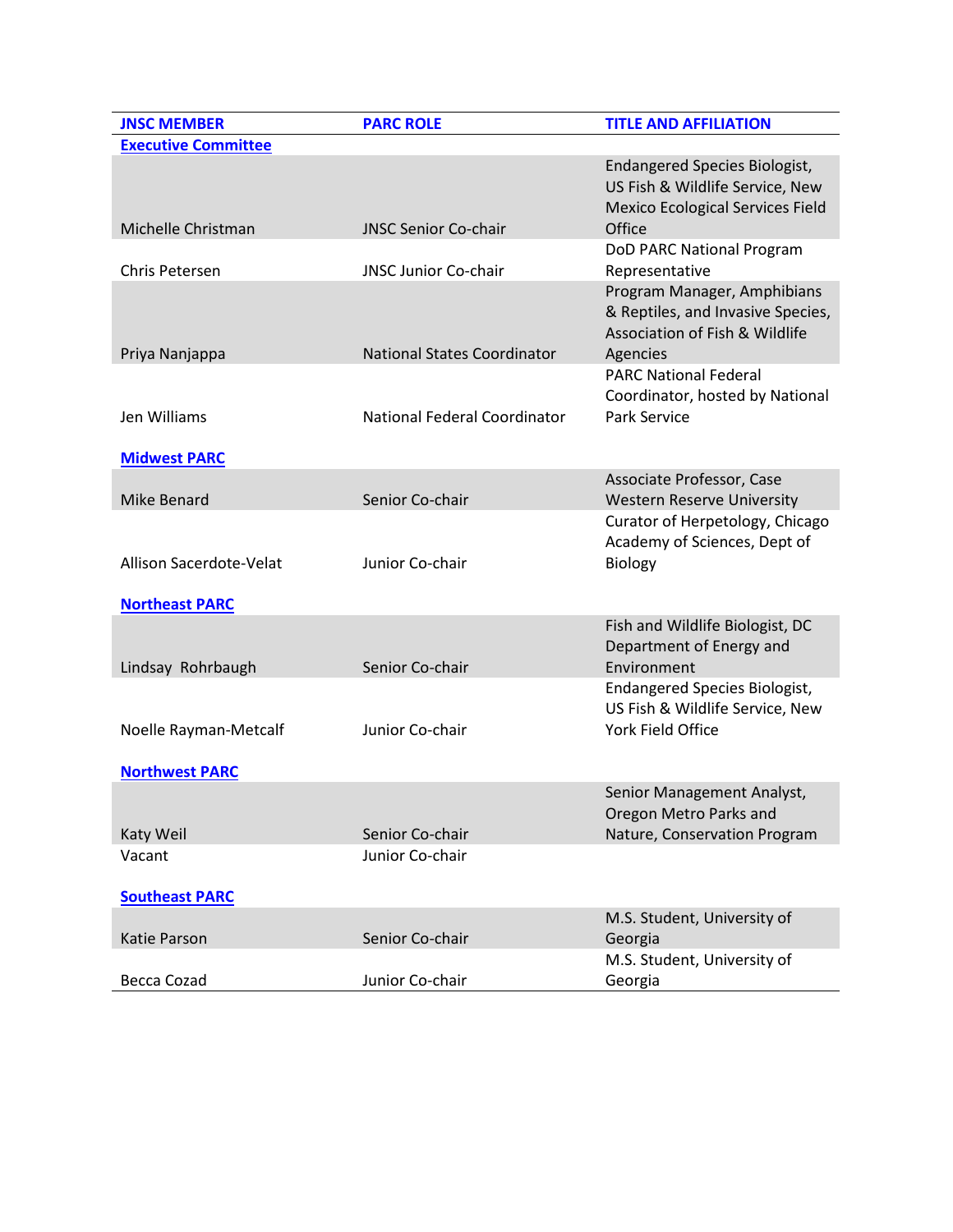| JNSC MEMBER | PARC ROLE | TITLE AND AFFILIATION |
|---|---|---|
| **Executive Committee** | | |
| Michelle Christman | JNSC Senior Co-chair | Endangered Species Biologist, US Fish & Wildlife Service, New Mexico Ecological Services Field Office |
| Chris Petersen | JNSC Junior Co-chair | DoD PARC National Program Representative |
| Priya Nanjappa | National States Coordinator | Program Manager, Amphibians & Reptiles, and Invasive Species, Association of Fish & Wildlife Agencies |
| Jen Williams | National Federal Coordinator | PARC National Federal Coordinator, hosted by National Park Service |
| **Midwest PARC** | | |
| Mike Benard | Senior Co-chair | Associate Professor, Case Western Reserve University |
| Allison Sacerdote-Velat | Junior Co-chair | Curator of Herpetology, Chicago Academy of Sciences, Dept of Biology |
| **Northeast PARC** | | |
| Lindsay Rohrbaugh | Senior Co-chair | Fish and Wildlife Biologist, DC Department of Energy and Environment |
| Noelle Rayman-Metcalf | Junior Co-chair | Endangered Species Biologist, US Fish & Wildlife Service, New York Field Office |
| **Northwest PARC** | | |
| Katy Weil | Senior Co-chair | Senior Management Analyst, Oregon Metro Parks and Nature, Conservation Program |
| Vacant | Junior Co-chair | |
| **Southeast PARC** | | |
| Katie Parson | Senior Co-chair | M.S. Student, University of Georgia |
| Becca Cozad | Junior Co-chair | M.S. Student, University of Georgia |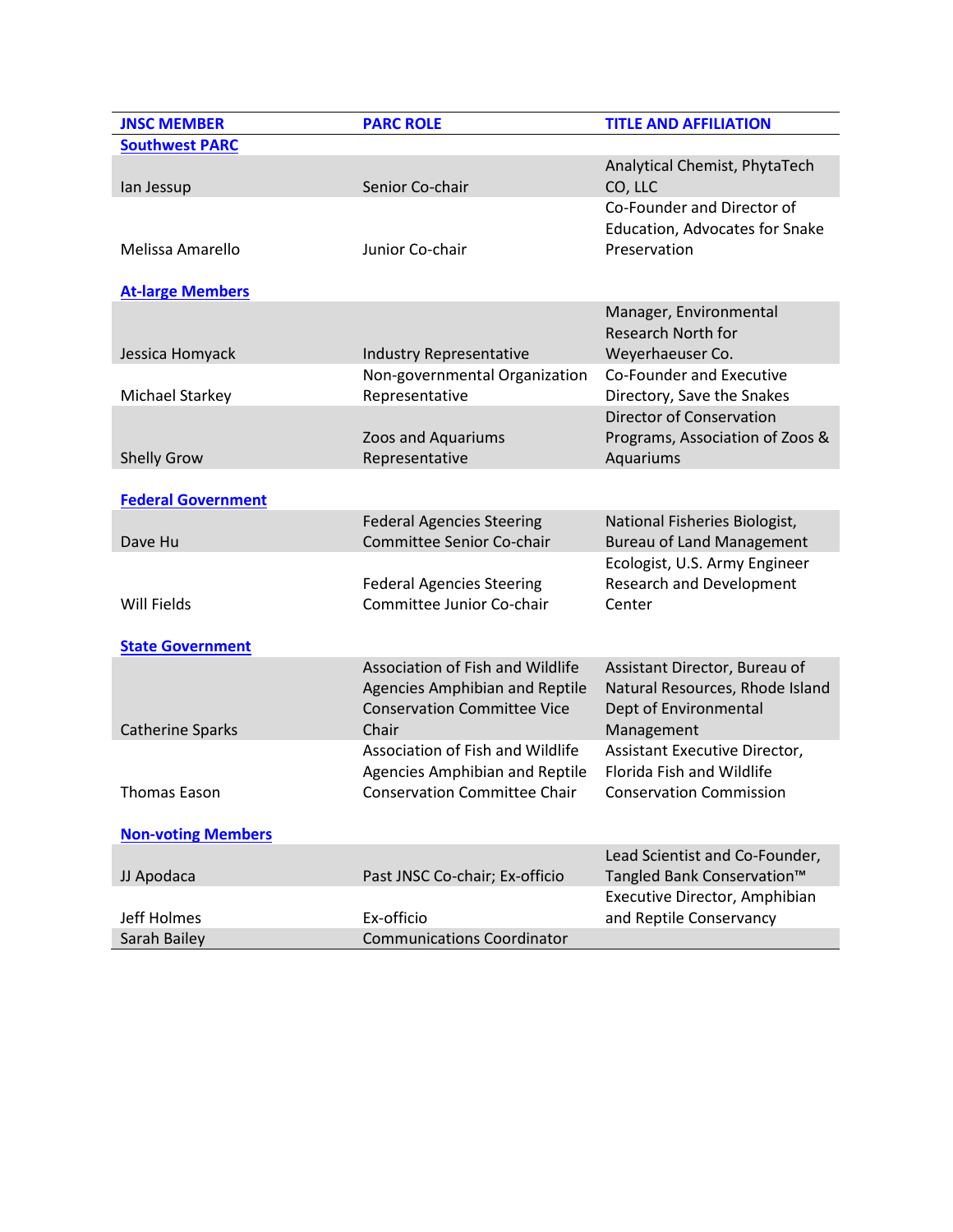| JNSC MEMBER | PARC ROLE | TITLE AND AFFILIATION |
| --- | --- | --- |
| **Southwest PARC** | | |
| Ian Jessup | Senior Co-chair | Analytical Chemist, PhytaTech CO, LLC |
| Melissa Amarello | Junior Co-chair | Co-Founder and Director of Education, Advocates for Snake Preservation |
| **At-large Members** | | |
| Jessica Homyack | Industry Representative | Manager, Environmental Research North for Weyerhaeuser Co. |
| Michael Starkey | Non-governmental Organization Representative | Co-Founder and Executive Directory, Save the Snakes |
| Shelly Grow | Zoos and Aquariums Representative | Director of Conservation Programs, Association of Zoos & Aquariums |
| **Federal Government** | | |
| Dave Hu | Federal Agencies Steering Committee Senior Co-chair | National Fisheries Biologist, Bureau of Land Management |
| Will Fields | Federal Agencies Steering Committee Junior Co-chair | Ecologist, U.S. Army Engineer Research and Development Center |
| **State Government** | | |
| Catherine Sparks | Association of Fish and Wildlife Agencies Amphibian and Reptile Conservation Committee Vice Chair | Assistant Director, Bureau of Natural Resources, Rhode Island Dept of Environmental Management |
| Thomas Eason | Association of Fish and Wildlife Agencies Amphibian and Reptile Conservation Committee Chair | Assistant Executive Director, Florida Fish and Wildlife Conservation Commission |
| **Non-voting Members** | | |
| JJ Apodaca | Past JNSC Co-chair; Ex-officio | Lead Scientist and Co-Founder, Tangled Bank Conservation™ |
| Jeff Holmes | Ex-officio | Executive Director, Amphibian and Reptile Conservancy |
| Sarah Bailey | Communications Coordinator | |